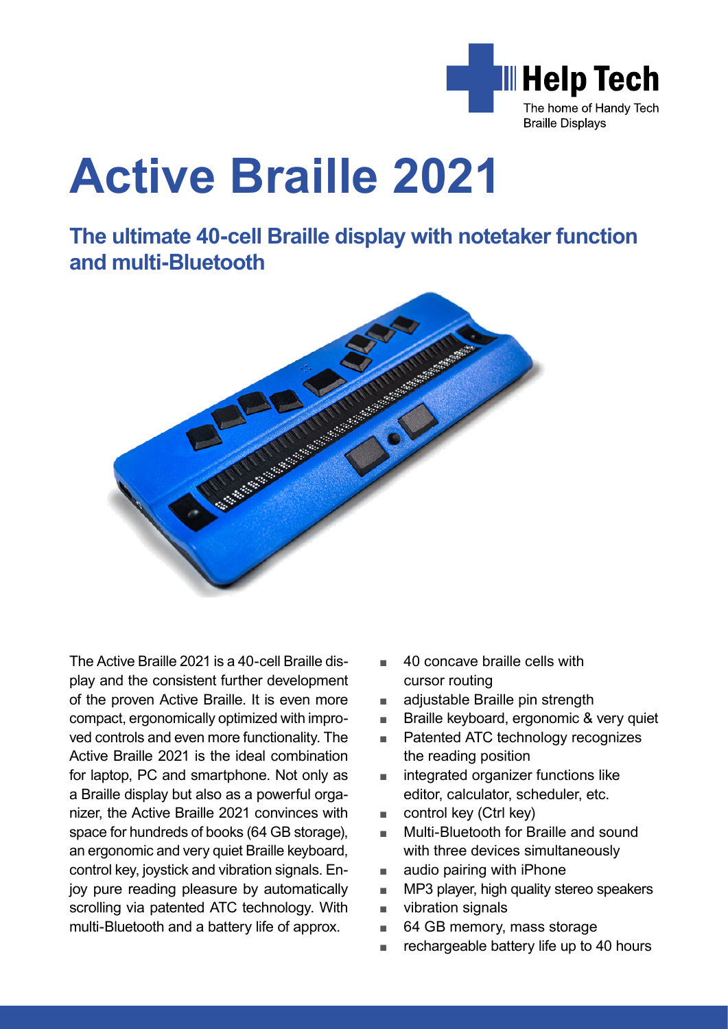**Help Tech**
The home of Handy Tech Braille Displays

# Active Braille 2021

## The ultimate 40-cell Braille display with notetaker function and multi-Bluetooth

The Active Braille 2021 is a 40-cell Braille display and the consistent further development of the proven Active Braille. It is even more compact, ergonomically optimized with improved controls and even more functionality. The Active Braille 2021 is the ideal combination for laptop, PC and smartphone. Not only as a Braille display but also as a powerful organizer, the Active Braille 2021 convinces with space for hundreds of books (64 GB storage), an ergonomic and very quiet Braille keyboard, control key, joystick and vibration signals. Enjoy pure reading pleasure by automatically scrolling via patented ATC technology. With multi-Bluetooth and a battery life of approx.

- 40 concave braille cells with cursor routing
- adjustable Braille pin strength
- Braille keyboard, ergonomic & very quiet
- Patented ATC technology recognizes the reading position
- integrated organizer functions like editor, calculator, scheduler, etc.
- control key (Ctrl key)
- Multi-Bluetooth for Braille and sound with three devices simultaneously
- audio pairing with iPhone
- MP3 player, high quality stereo speakers
- vibration signals
- 64 GB memory, mass storage
- rechargeable battery life up to 40 hours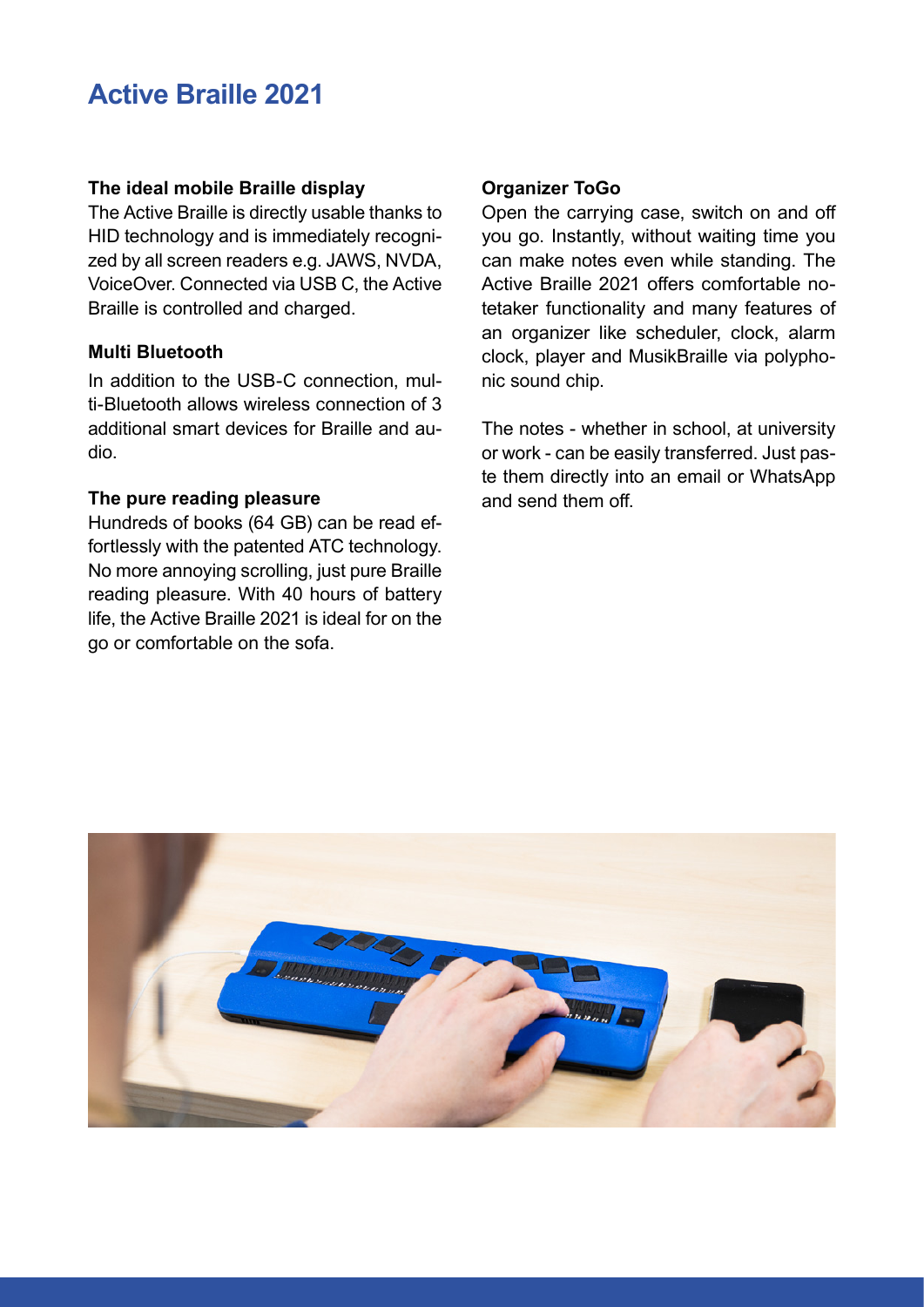# Active Braille 2021

### The ideal mobile Braille display

The Active Braille is directly usable thanks to HID technology and is immediately recognized by all screen readers e.g. JAWS, NVDA, VoiceOver. Connected via USB C, the Active Braille is controlled and charged.

### Multi Bluetooth

In addition to the USB-C connection, multi-Bluetooth allows wireless connection of 3 additional smart devices for Braille and audio.

### The pure reading pleasure

Hundreds of books (64 GB) can be read effortlessly with the patented ATC technology. No more annoying scrolling, just pure Braille reading pleasure. With 40 hours of battery life, the Active Braille 2021 is ideal for on the go or comfortable on the sofa.

### Organizer ToGo

Open the carrying case, switch on and off you go. Instantly, without waiting time you can make notes even while standing. The Active Braille 2021 offers comfortable notetaker functionality and many features of an organizer like scheduler, clock, alarm clock, player and MusikBraille via polyphonic sound chip.

The notes - whether in school, at university or work - can be easily transferred. Just paste them directly into an email or WhatsApp and send them off.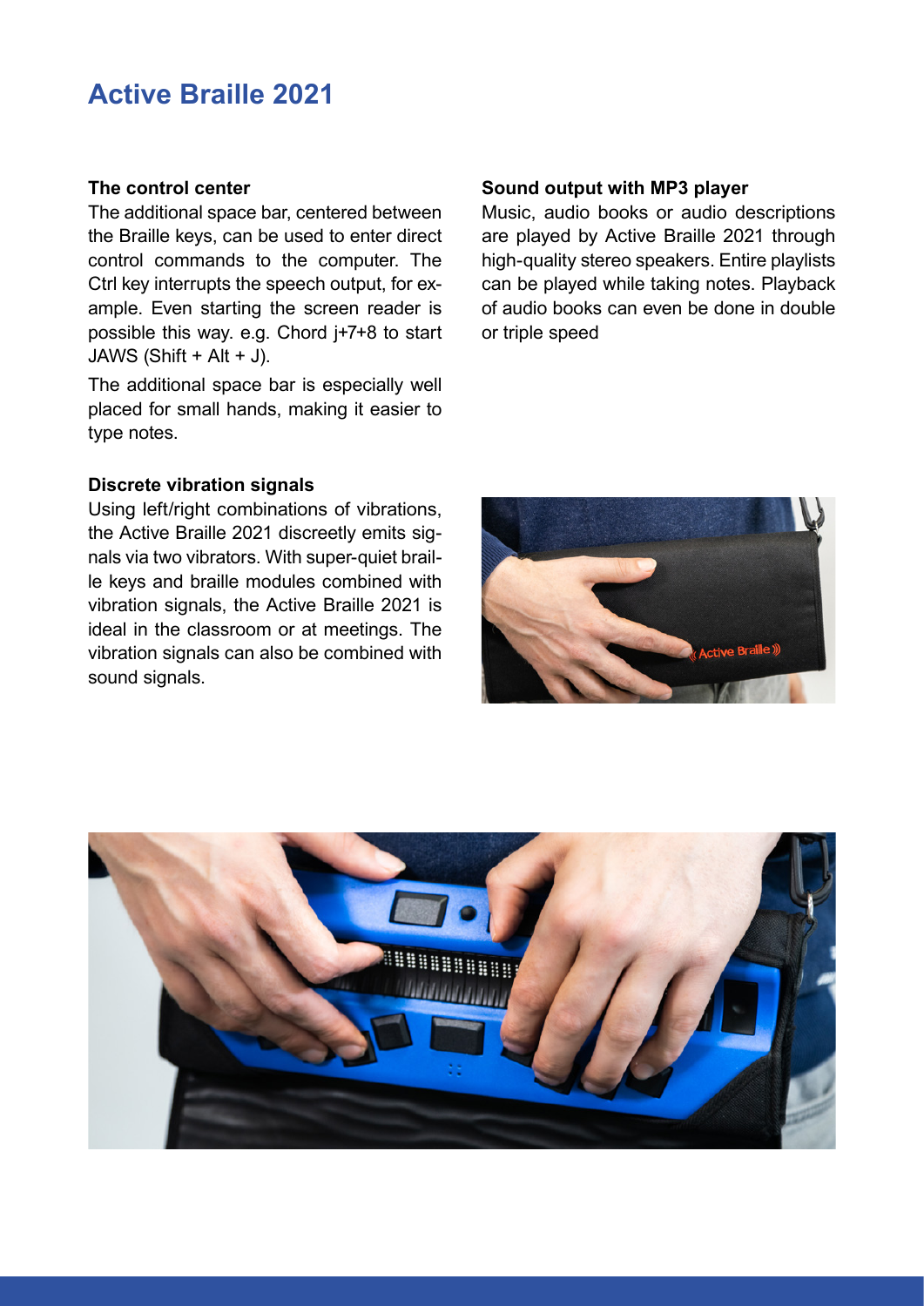# Active Braille 2021

### The control center

The additional space bar, centered between the Braille keys, can be used to enter direct control commands to the computer. The Ctrl key interrupts the speech output, for example. Even starting the screen reader is possible this way. e.g. Chord j+7+8 to start JAWS (Shift + Alt + J).

The additional space bar is especially well placed for small hands, making it easier to type notes.

### Discrete vibration signals

Using left/right combinations of vibrations, the Active Braille 2021 discreetly emits signals via two vibrators. With super-quiet braille keys and braille modules combined with vibration signals, the Active Braille 2021 is ideal in the classroom or at meetings. The vibration signals can also be combined with sound signals.

### Sound output with MP3 player

Music, audio books or audio descriptions are played by Active Braille 2021 through high-quality stereo speakers. Entire playlists can be played while taking notes. Playback of audio books can even be done in double or triple speed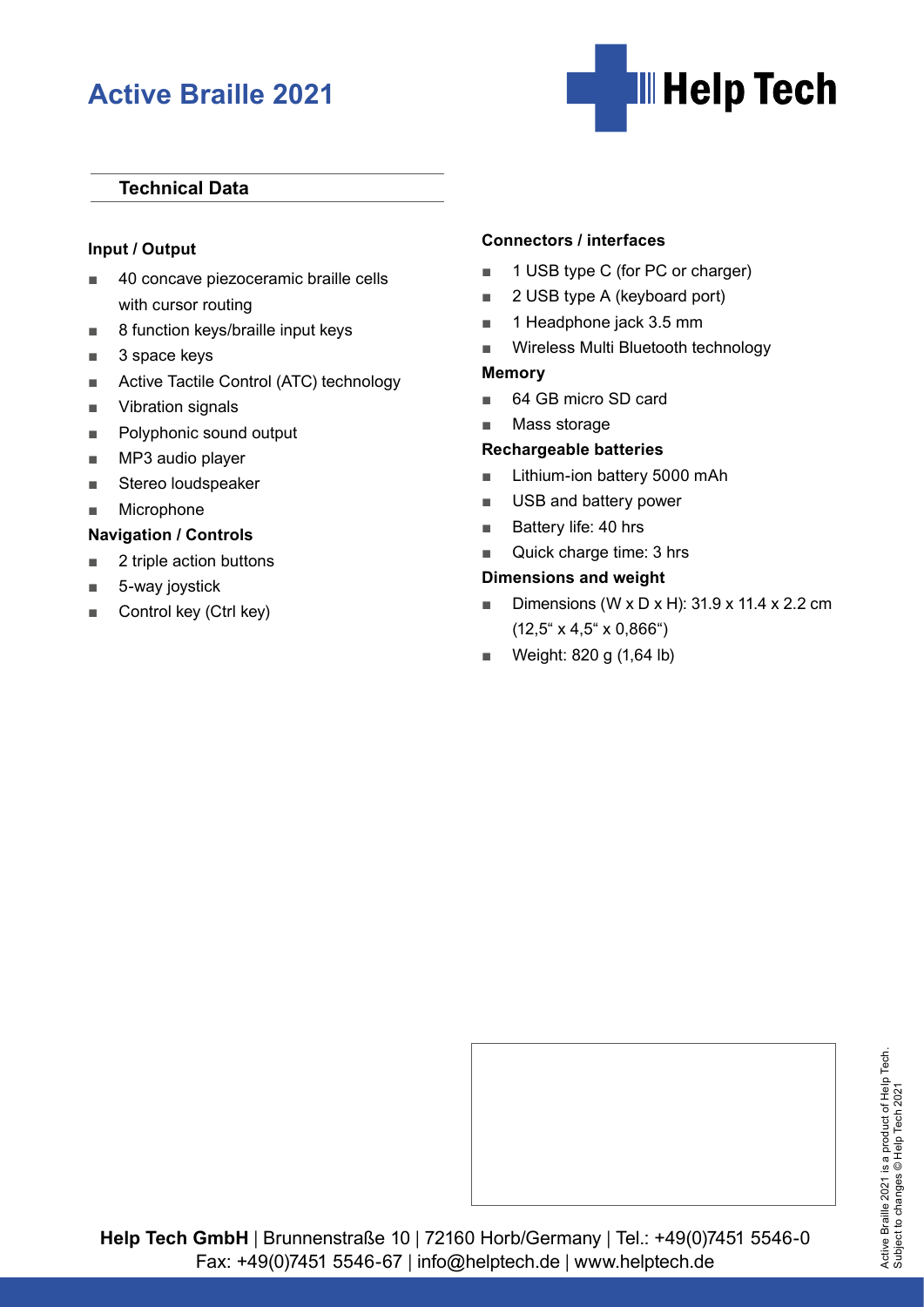# Active Braille 2021

## Technical Data

**Input / Output**

- 40 concave piezoceramic braille cells with cursor routing
- 8 function keys/braille input keys
- 3 space keys
- Active Tactile Control (ATC) technology
- Vibration signals
- Polyphonic sound output
- MP3 audio player
- Stereo loudspeaker
- Microphone

**Navigation / Controls**

- 2 triple action buttons
- 5-way joystick
- Control key (Ctrl key)

**Connectors / interfaces**

- 1 USB type C (for PC or charger)
- 2 USB type A (keyboard port)
- 1 Headphone jack 3.5 mm
- Wireless Multi Bluetooth technology

**Memory**

- 64 GB micro SD card
- Mass storage

**Rechargeable batteries**

- Lithium-ion battery 5000 mAh
- USB and battery power
- Battery life: 40 hrs
- Quick charge time: 3 hrs

**Dimensions and weight**

- Dimensions (W x D x H): 31.9 x 11.4 x 2.2 cm (12,5“ x 4,5“ x 0,866“)
- Weight: 820 g (1,64 lb)

Active Braille 2021 is a product of Help Tech.
Subject to changes © Help Tech 2021

**Help Tech GmbH** | Brunnenstraße 10 | 72160 Horb/Germany | Tel.: +49(0)7451 5546-0
Fax: +49(0)7451 5546-67 | info@helptech.de | www.helptech.de